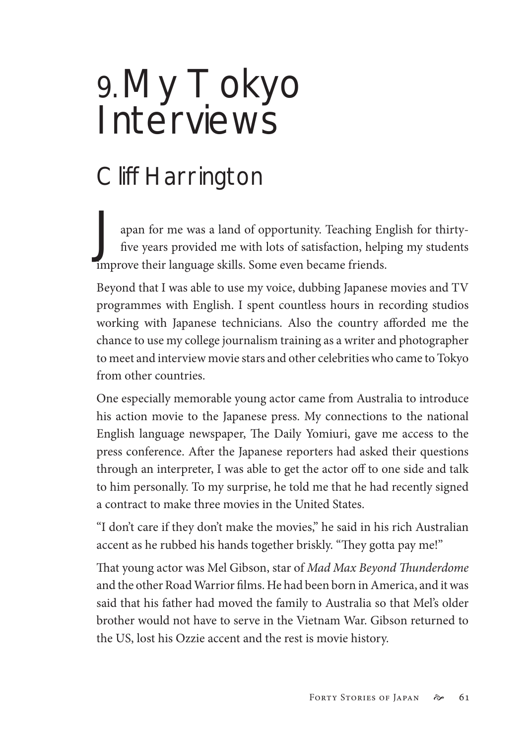# 9. My Tokyo Interviews

## Cliff Harrington

Japan for me was a land of opportunity. Teaching English for thirty-five years provided me with lots of satisfaction, helping my students improve their language skills. Some even became friends.

Beyond that I was able to use my voice, dubbing Japanese movies and TV programmes with English. I spent countless hours in recording studios working with Japanese technicians. Also the country afforded me the chance to use my college journalism training as a writer and photographer to meet and interview movie stars and other celebrities who came to Tokyo from other countries.

One especially memorable young actor came from Australia to introduce his action movie to the Japanese press. My connections to the national English language newspaper, The Daily Yomiuri, gave me access to the press conference. After the Japanese reporters had asked their questions through an interpreter, I was able to get the actor off to one side and talk to him personally. To my surprise, he told me that he had recently signed a contract to make three movies in the United States.

"I don't care if they don't make the movies," he said in his rich Australian accent as he rubbed his hands together briskly. "They gotta pay me!"

That young actor was Mel Gibson, star of *Mad Max Beyond Thunderdome* and the other Road Warrior films. He had been born in America, and it was said that his father had moved the family to Australia so that Mel's older brother would not have to serve in the Vietnam War. Gibson returned to the US, lost his Ozzie accent and the rest is movie history.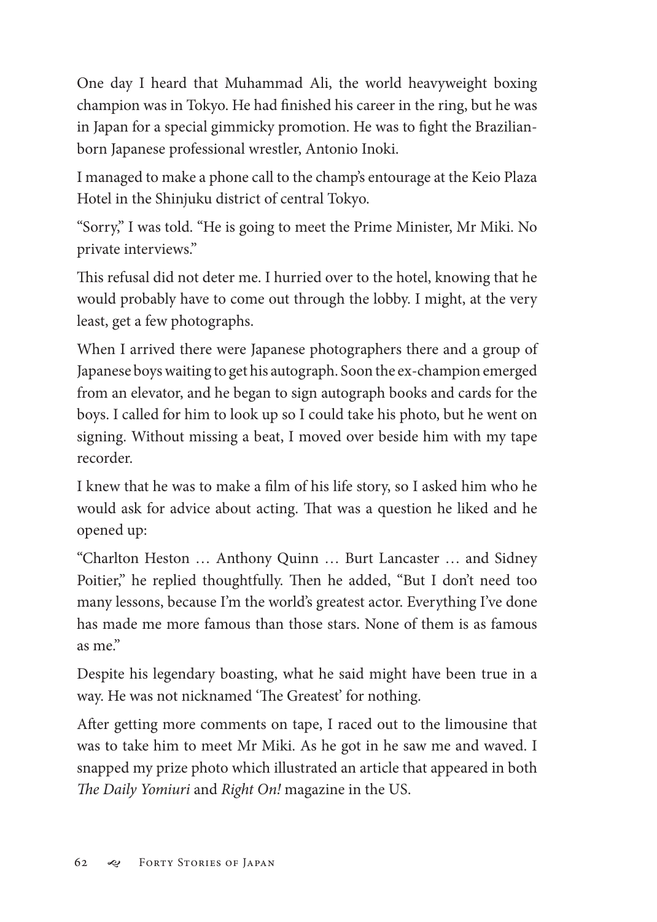One day I heard that Muhammad Ali, the world heavyweight boxing champion was in Tokyo. He had finished his career in the ring, but he was in Japan for a special gimmicky promotion. He was to fight the Brazilian-born Japanese professional wrestler, Antonio Inoki.

I managed to make a phone call to the champ's entourage at the Keio Plaza Hotel in the Shinjuku district of central Tokyo.

"Sorry," I was told. "He is going to meet the Prime Minister, Mr Miki. No private interviews."

This refusal did not deter me. I hurried over to the hotel, knowing that he would probably have to come out through the lobby. I might, at the very least, get a few photographs.

When I arrived there were Japanese photographers there and a group of Japanese boys waiting to get his autograph. Soon the ex-champion emerged from an elevator, and he began to sign autograph books and cards for the boys. I called for him to look up so I could take his photo, but he went on signing. Without missing a beat, I moved over beside him with my tape recorder.

I knew that he was to make a film of his life story, so I asked him who he would ask for advice about acting. That was a question he liked and he opened up:

"Charlton Heston … Anthony Quinn … Burt Lancaster … and Sidney Poitier," he replied thoughtfully. Then he added, "But I don't need too many lessons, because I'm the world's greatest actor. Everything I've done has made me more famous than those stars. None of them is as famous as me."

Despite his legendary boasting, what he said might have been true in a way. He was not nicknamed 'The Greatest' for nothing.

After getting more comments on tape, I raced out to the limousine that was to take him to meet Mr Miki. As he got in he saw me and waved. I snapped my prize photo which illustrated an article that appeared in both *The Daily Yomiuri* and *Right On!* magazine in the US.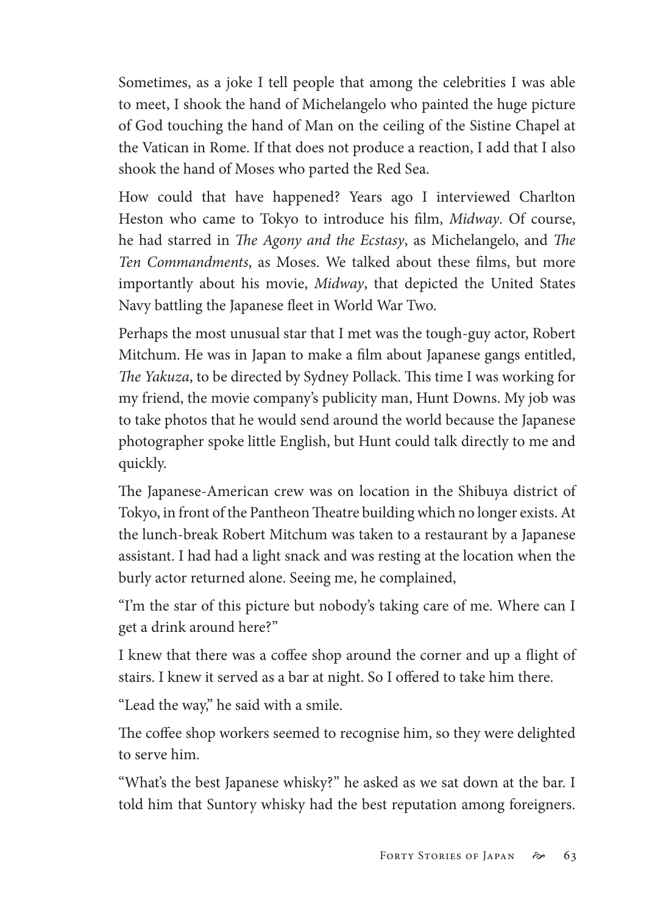Sometimes, as a joke I tell people that among the celebrities I was able to meet, I shook the hand of Michelangelo who painted the huge picture of God touching the hand of Man on the ceiling of the Sistine Chapel at the Vatican in Rome. If that does not produce a reaction, I add that I also shook the hand of Moses who parted the Red Sea.

How could that have happened? Years ago I interviewed Charlton Heston who came to Tokyo to introduce his film, *Midway*. Of course, he had starred in *The Agony and the Ecstasy*, as Michelangelo, and *The Ten Commandments*, as Moses. We talked about these films, but more importantly about his movie, *Midway*, that depicted the United States Navy battling the Japanese fleet in World War Two.

Perhaps the most unusual star that I met was the tough-guy actor, Robert Mitchum. He was in Japan to make a film about Japanese gangs entitled, *The Yakuza*, to be directed by Sydney Pollack. This time I was working for my friend, the movie company's publicity man, Hunt Downs. My job was to take photos that he would send around the world because the Japanese photographer spoke little English, but Hunt could talk directly to me and quickly.

The Japanese-American crew was on location in the Shibuya district of Tokyo, in front of the Pantheon Theatre building which no longer exists. At the lunch-break Robert Mitchum was taken to a restaurant by a Japanese assistant. I had had a light snack and was resting at the location when the burly actor returned alone. Seeing me, he complained,

"I'm the star of this picture but nobody's taking care of me. Where can I get a drink around here?"

I knew that there was a coffee shop around the corner and up a flight of stairs. I knew it served as a bar at night. So I offered to take him there.

"Lead the way," he said with a smile.

The coffee shop workers seemed to recognise him, so they were delighted to serve him.

"What's the best Japanese whisky?" he asked as we sat down at the bar. I told him that Suntory whisky had the best reputation among foreigners.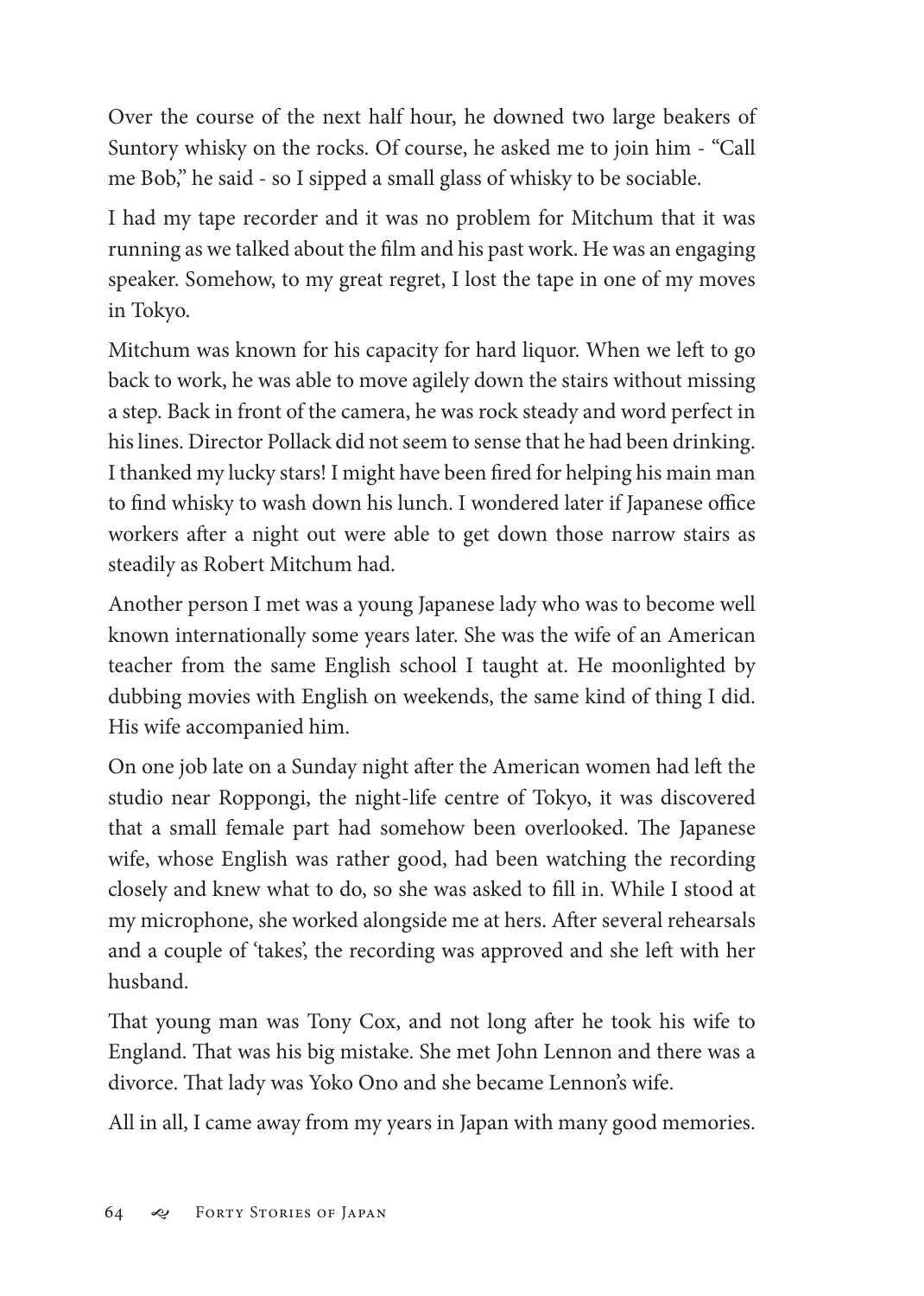Over the course of the next half hour, he downed two large beakers of Suntory whisky on the rocks. Of course, he asked me to join him - "Call me Bob," he said - so I sipped a small glass of whisky to be sociable.

I had my tape recorder and it was no problem for Mitchum that it was running as we talked about the film and his past work. He was an engaging speaker. Somehow, to my great regret, I lost the tape in one of my moves in Tokyo.

Mitchum was known for his capacity for hard liquor. When we left to go back to work, he was able to move agilely down the stairs without missing a step. Back in front of the camera, he was rock steady and word perfect in his lines. Director Pollack did not seem to sense that he had been drinking. I thanked my lucky stars! I might have been fired for helping his main man to find whisky to wash down his lunch. I wondered later if Japanese office workers after a night out were able to get down those narrow stairs as steadily as Robert Mitchum had.

Another person I met was a young Japanese lady who was to become well known internationally some years later. She was the wife of an American teacher from the same English school I taught at. He moonlighted by dubbing movies with English on weekends, the same kind of thing I did. His wife accompanied him.

On one job late on a Sunday night after the American women had left the studio near Roppongi, the night-life centre of Tokyo, it was discovered that a small female part had somehow been overlooked. The Japanese wife, whose English was rather good, had been watching the recording closely and knew what to do, so she was asked to fill in. While I stood at my microphone, she worked alongside me at hers. After several rehearsals and a couple of 'takes', the recording was approved and she left with her husband.

That young man was Tony Cox, and not long after he took his wife to England. That was his big mistake. She met John Lennon and there was a divorce. That lady was Yoko Ono and she became Lennon's wife.

All in all, I came away from my years in Japan with many good memories.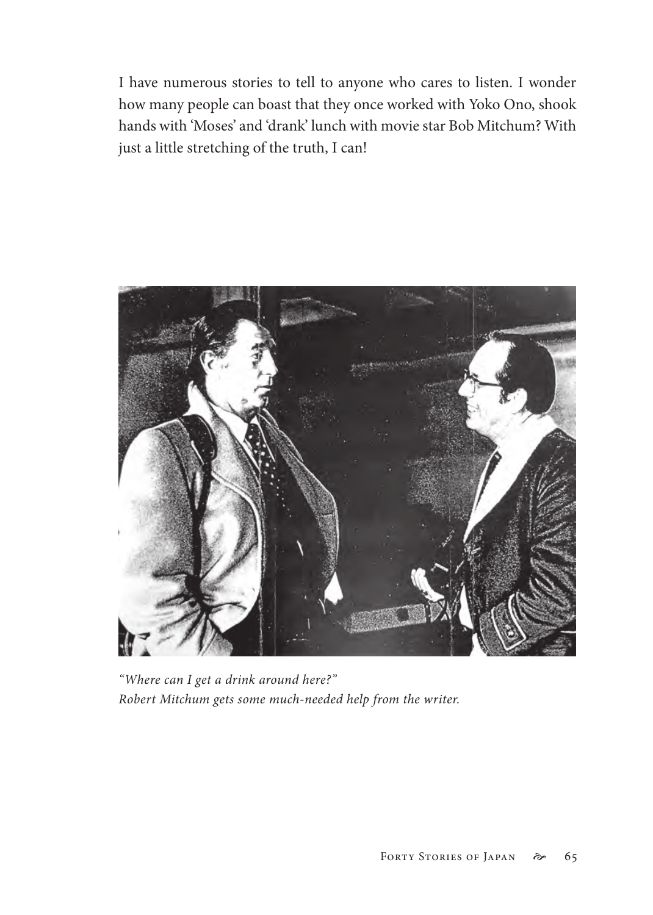I have numerous stories to tell to anyone who cares to listen. I wonder how many people can boast that they once worked with Yoko Ono, shook hands with 'Moses' and 'drank' lunch with movie star Bob Mitchum? With just a little stretching of the truth, I can!

*"Where can I get a drink around here?"*
*Robert Mitchum gets some much-needed help from the writer.*